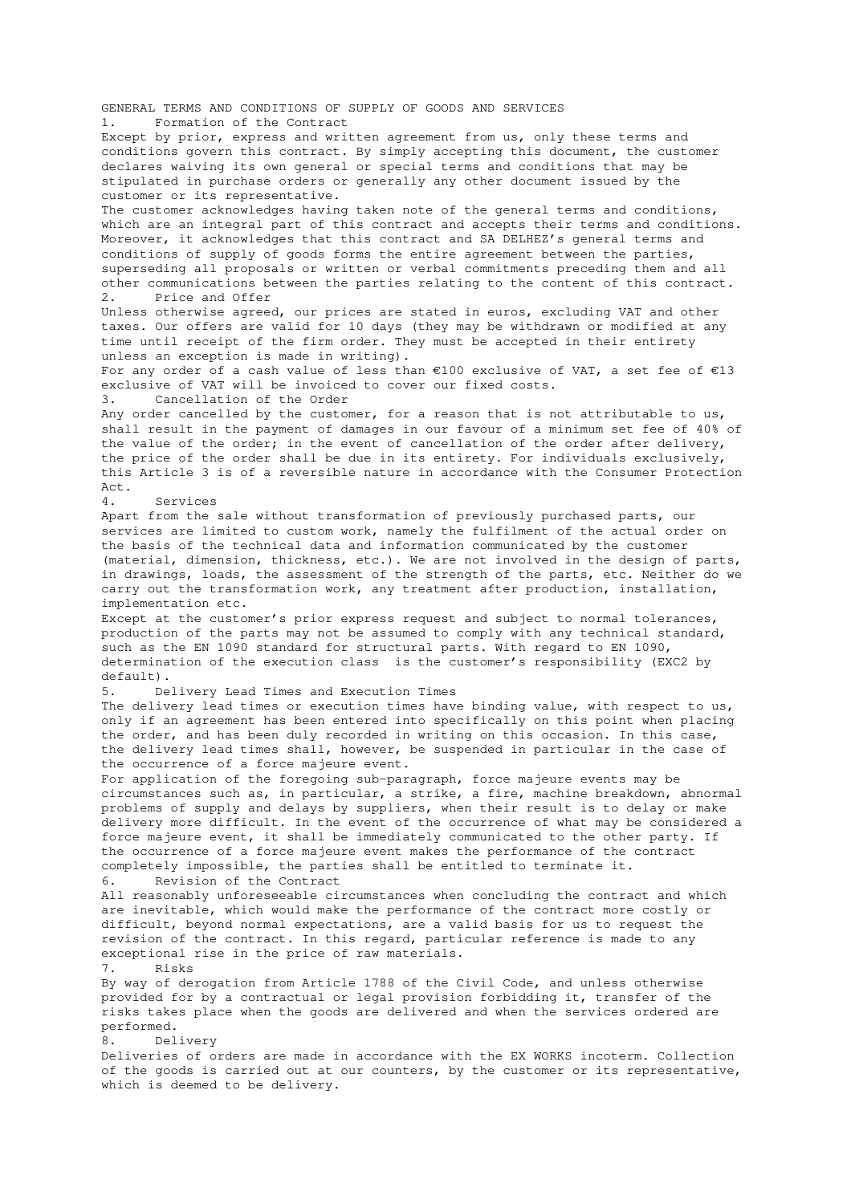# GENERAL TERMS AND CONDITIONS OF SUPPLY OF GOODS AND SERVICES

## 1. Formation of the Contract

Except by prior, express and written agreement from us, only these terms and conditions govern this contract. By simply accepting this document, the customer declares waiving its own general or special terms and conditions that may be stipulated in purchase orders or generally any other document issued by the customer or its representative.

The customer acknowledges having taken note of the general terms and conditions, which are an integral part of this contract and accepts their terms and conditions. Moreover, it acknowledges that this contract and SA DELHEZ's general terms and conditions of supply of goods forms the entire agreement between the parties, superseding all proposals or written or verbal commitments preceding them and all other communications between the parties relating to the content of this contract.

## 2. Price and Offer

Unless otherwise agreed, our prices are stated in euros, excluding VAT and other taxes. Our offers are valid for 10 days (they may be withdrawn or modified at any time until receipt of the firm order. They must be accepted in their entirety unless an exception is made in writing).

For any order of a cash value of less than €100 exclusive of VAT, a set fee of €13 exclusive of VAT will be invoiced to cover our fixed costs.

## 3. Cancellation of the Order

Any order cancelled by the customer, for a reason that is not attributable to us, shall result in the payment of damages in our favour of a minimum set fee of 40% of the value of the order; in the event of cancellation of the order after delivery, the price of the order shall be due in its entirety. For individuals exclusively, this Article 3 is of a reversible nature in accordance with the Consumer Protection Act.

## 4. Services

Apart from the sale without transformation of previously purchased parts, our services are limited to custom work, namely the fulfilment of the actual order on the basis of the technical data and information communicated by the customer (material, dimension, thickness, etc.). We are not involved in the design of parts, in drawings, loads, the assessment of the strength of the parts, etc. Neither do we carry out the transformation work, any treatment after production, installation, implementation etc.

Except at the customer's prior express request and subject to normal tolerances, production of the parts may not be assumed to comply with any technical standard, such as the EN 1090 standard for structural parts. With regard to EN 1090, determination of the execution class is the customer's responsibility (EXC2 by default).

## 5. Delivery Lead Times and Execution Times

The delivery lead times or execution times have binding value, with respect to us, only if an agreement has been entered into specifically on this point when placing the order, and has been duly recorded in writing on this occasion. In this case, the delivery lead times shall, however, be suspended in particular in the case of the occurrence of a force majeure event.

For application of the foregoing sub-paragraph, force majeure events may be circumstances such as, in particular, a strike, a fire, machine breakdown, abnormal problems of supply and delays by suppliers, when their result is to delay or make delivery more difficult. In the event of the occurrence of what may be considered a force majeure event, it shall be immediately communicated to the other party. If the occurrence of a force majeure event makes the performance of the contract completely impossible, the parties shall be entitled to terminate it.

## 6. Revision of the Contract

All reasonably unforeseeable circumstances when concluding the contract and which are inevitable, which would make the performance of the contract more costly or difficult, beyond normal expectations, are a valid basis for us to request the revision of the contract. In this regard, particular reference is made to any exceptional rise in the price of raw materials.

## 7. Risks

By way of derogation from Article 1788 of the Civil Code, and unless otherwise provided for by a contractual or legal provision forbidding it, transfer of the risks takes place when the goods are delivered and when the services ordered are performed.

## 8. Delivery

Deliveries of orders are made in accordance with the EX WORKS incoterm. Collection of the goods is carried out at our counters, by the customer or its representative, which is deemed to be delivery.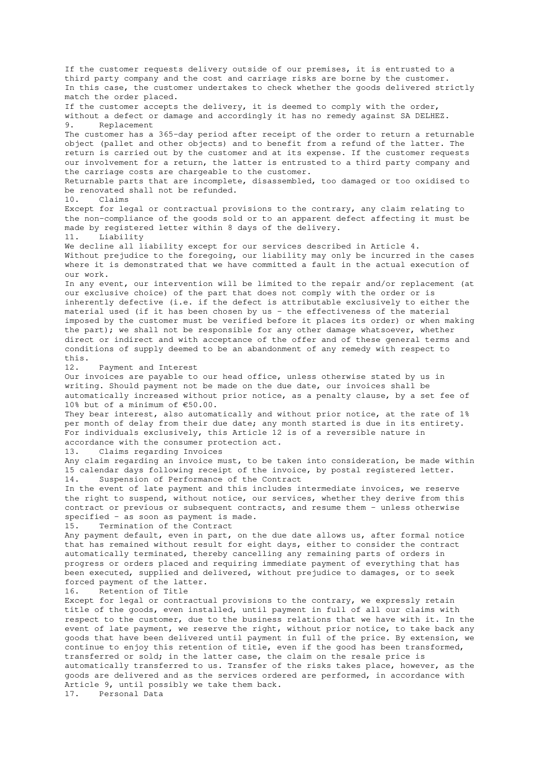If the customer requests delivery outside of our premises, it is entrusted to a third party company and the cost and carriage risks are borne by the customer. In this case, the customer undertakes to check whether the goods delivered strictly match the order placed.

If the customer accepts the delivery, it is deemed to comply with the order, without a defect or damage and accordingly it has no remedy against SA DELHEZ.

## 9. Replacement

The customer has a 365-day period after receipt of the order to return a returnable object (pallet and other objects) and to benefit from a refund of the latter. The return is carried out by the customer and at its expense. If the customer requests our involvement for a return, the latter is entrusted to a third party company and the carriage costs are chargeable to the customer.

Returnable parts that are incomplete, disassembled, too damaged or too oxidised to be renovated shall not be refunded.

## 10. Claims

Except for legal or contractual provisions to the contrary, any claim relating to the non-compliance of the goods sold or to an apparent defect affecting it must be made by registered letter within 8 days of the delivery.

## 11. Liability

We decline all liability except for our services described in Article 4.

Without prejudice to the foregoing, our liability may only be incurred in the cases where it is demonstrated that we have committed a fault in the actual execution of our work.

In any event, our intervention will be limited to the repair and/or replacement (at our exclusive choice) of the part that does not comply with the order or is inherently defective (i.e. if the defect is attributable exclusively to either the material used (if it has been chosen by us - the effectiveness of the material imposed by the customer must be verified before it places its order) or when making the part); we shall not be responsible for any other damage whatsoever, whether direct or indirect and with acceptance of the offer and of these general terms and conditions of supply deemed to be an abandonment of any remedy with respect to this.

## 12. Payment and Interest

Our invoices are payable to our head office, unless otherwise stated by us in writing. Should payment not be made on the due date, our invoices shall be automatically increased without prior notice, as a penalty clause, by a set fee of 10% but of a minimum of €50.00.

They bear interest, also automatically and without prior notice, at the rate of 1% per month of delay from their due date; any month started is due in its entirety. For individuals exclusively, this Article 12 is of a reversible nature in accordance with the consumer protection act.

## 13. Claims regarding Invoices

Any claim regarding an invoice must, to be taken into consideration, be made within 15 calendar days following receipt of the invoice, by postal registered letter.

## 14. Suspension of Performance of the Contract

In the event of late payment and this includes intermediate invoices, we reserve the right to suspend, without notice, our services, whether they derive from this contract or previous or subsequent contracts, and resume them - unless otherwise specified - as soon as payment is made.

## 15. Termination of the Contract

Any payment default, even in part, on the due date allows us, after formal notice that has remained without result for eight days, either to consider the contract automatically terminated, thereby cancelling any remaining parts of orders in progress or orders placed and requiring immediate payment of everything that has been executed, supplied and delivered, without prejudice to damages, or to seek forced payment of the latter.

## 16. Retention of Title

Except for legal or contractual provisions to the contrary, we expressly retain title of the goods, even installed, until payment in full of all our claims with respect to the customer, due to the business relations that we have with it. In the event of late payment, we reserve the right, without prior notice, to take back any goods that have been delivered until payment in full of the price. By extension, we continue to enjoy this retention of title, even if the good has been transformed, transferred or sold; in the latter case, the claim on the resale price is automatically transferred to us. Transfer of the risks takes place, however, as the goods are delivered and as the services ordered are performed, in accordance with Article 9, until possibly we take them back.

## 17. Personal Data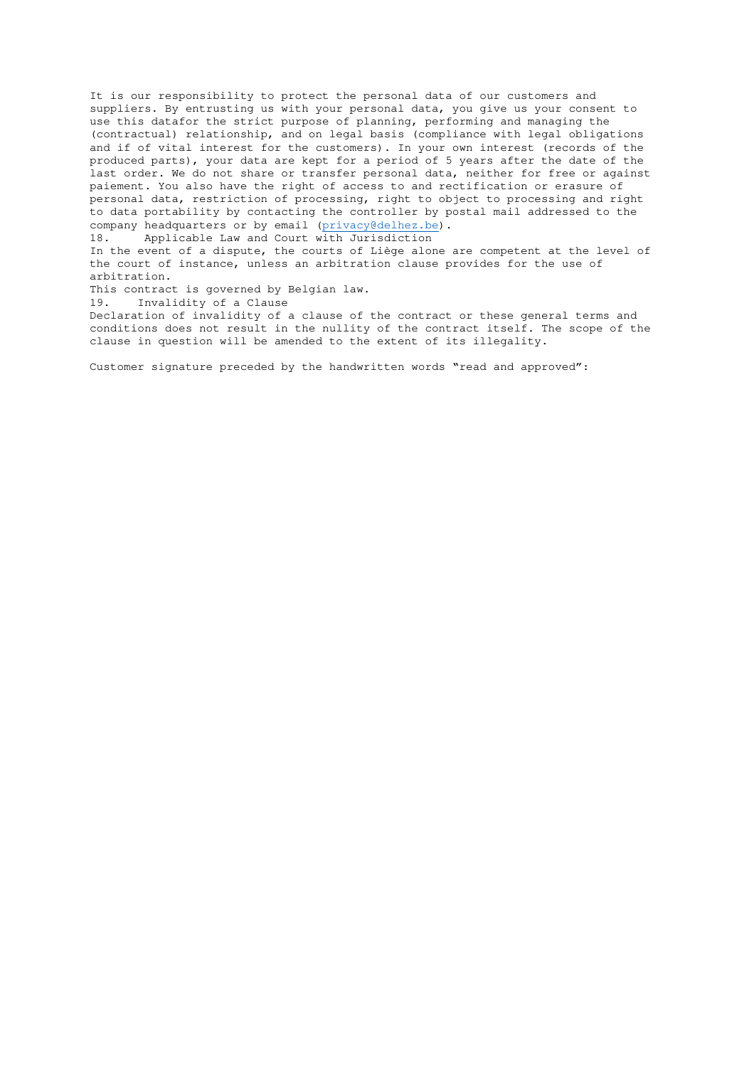It is our responsibility to protect the personal data of our customers and suppliers. By entrusting us with your personal data, you give us your consent to use this datafor the strict purpose of planning, performing and managing the (contractual) relationship, and on legal basis (compliance with legal obligations and if of vital interest for the customers). In your own interest (records of the produced parts), your data are kept for a period of 5 years after the date of the last order. We do not share or transfer personal data, neither for free or against paiement. You also have the right of access to and rectification or erasure of personal data, restriction of processing, right to object to processing and right to data portability by contacting the controller by postal mail addressed to the company headquarters or by email (privacy@delhez.be).

## 18. Applicable Law and Court with Jurisdiction

In the event of a dispute, the courts of Liège alone are competent at the level of the court of instance, unless an arbitration clause provides for the use of arbitration.

This contract is governed by Belgian law.

## 19. Invalidity of a Clause

Declaration of invalidity of a clause of the contract or these general terms and conditions does not result in the nullity of the contract itself. The scope of the clause in question will be amended to the extent of its illegality.

Customer signature preceded by the handwritten words "read and approved":